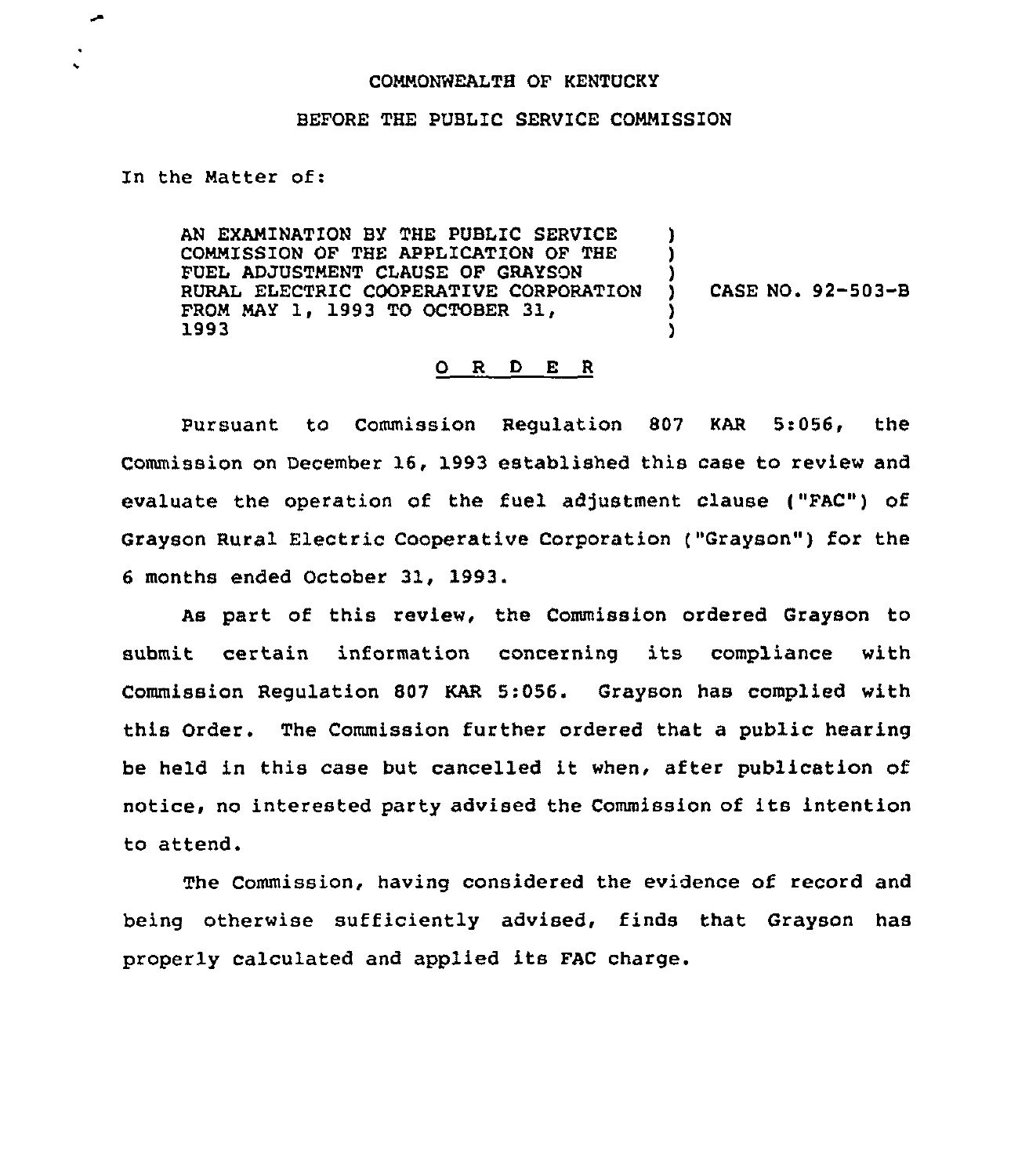COMMONWEALTH OF KENTUCKY

BEFORE THE PUBLIC SERVICE COMMISSION

In the Matter of:

| | | |
|---|---|---|
| AN EXAMINATION BY THE PUBLIC SERVICE COMMISSION OF THE APPLICATION OF THE FUEL ADJUSTMENT CLAUSE OF GRAYSON RURAL ELECTRIC COOPERATIVE CORPORATION FROM MAY 1, 1993 TO OCTOBER 31, 1993 | ) | CASE NO. 92-503-B |

O R D E R

Pursuant to Commission Regulation 807 KAR 5:056, the Commission on December 16, 1993 established this case to review and evaluate the operation of the fuel adjustment clause ("FAC") of Grayson Rural Electric Cooperative Corporation ("Grayson") for the 6 months ended October 31, 1993.

As part of this review, the Commission ordered Grayson to submit certain information concerning its compliance with Commission Regulation 807 KAR 5:056. Grayson has complied with this Order. The Commission further ordered that a public hearing be held in this case but cancelled it when, after publication of notice, no interested party advised the Commission of its intention to attend.

The Commission, having considered the evidence of record and being otherwise sufficiently advised, finds that Grayson has properly calculated and applied its FAC charge.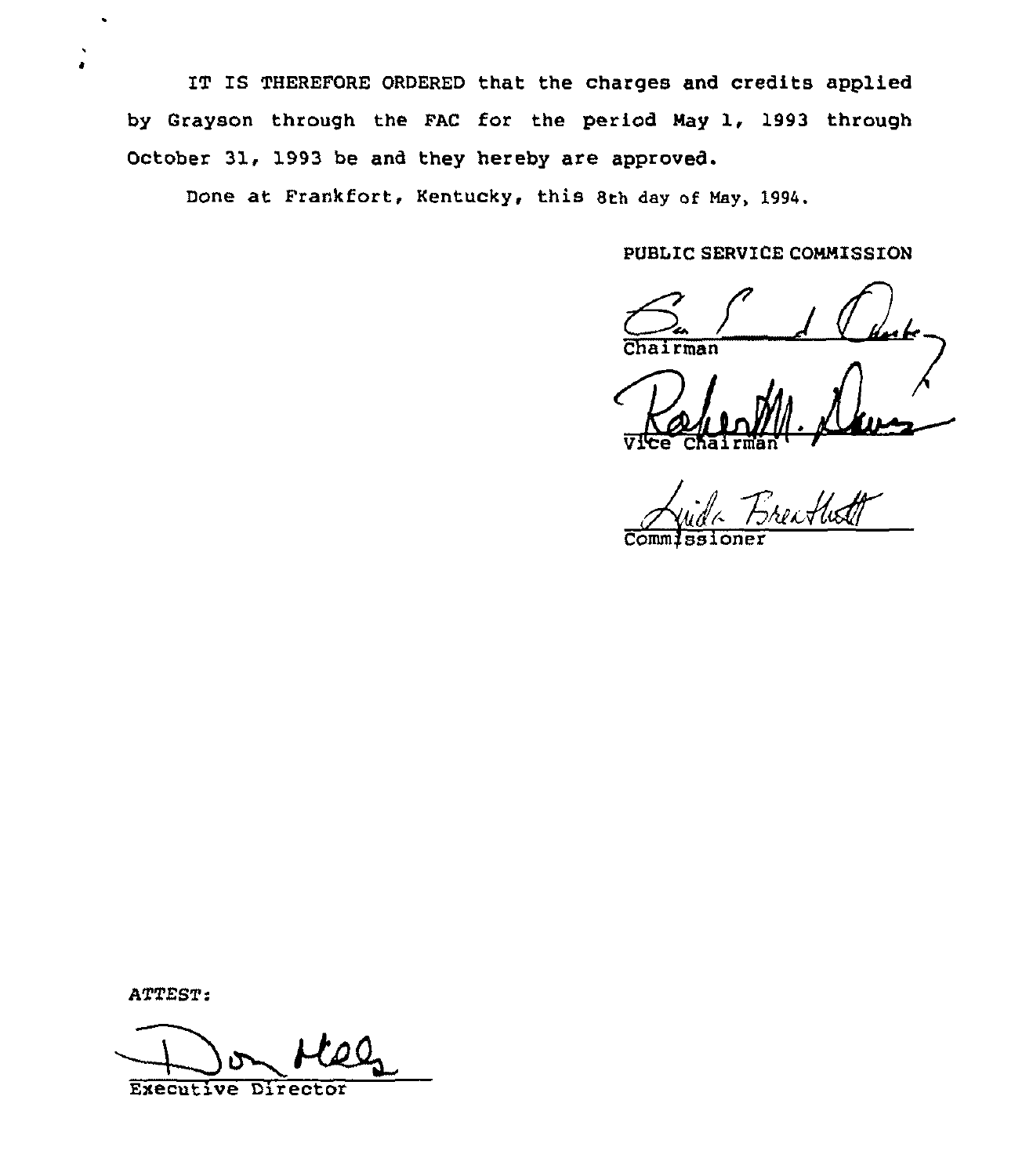IT IS THEREFORE ORDERED that the charges and credits applied by Grayson through the FAC for the period May 1, 1993 through October 31, 1993 be and they hereby are approved.

Done at Frankfort, Kentucky, this 8th day of May, 1994.

PUBLIC SERVICE COMMISSION

Chairman

Vice Chairman

Commissioner

ATTEST:

Executive Director